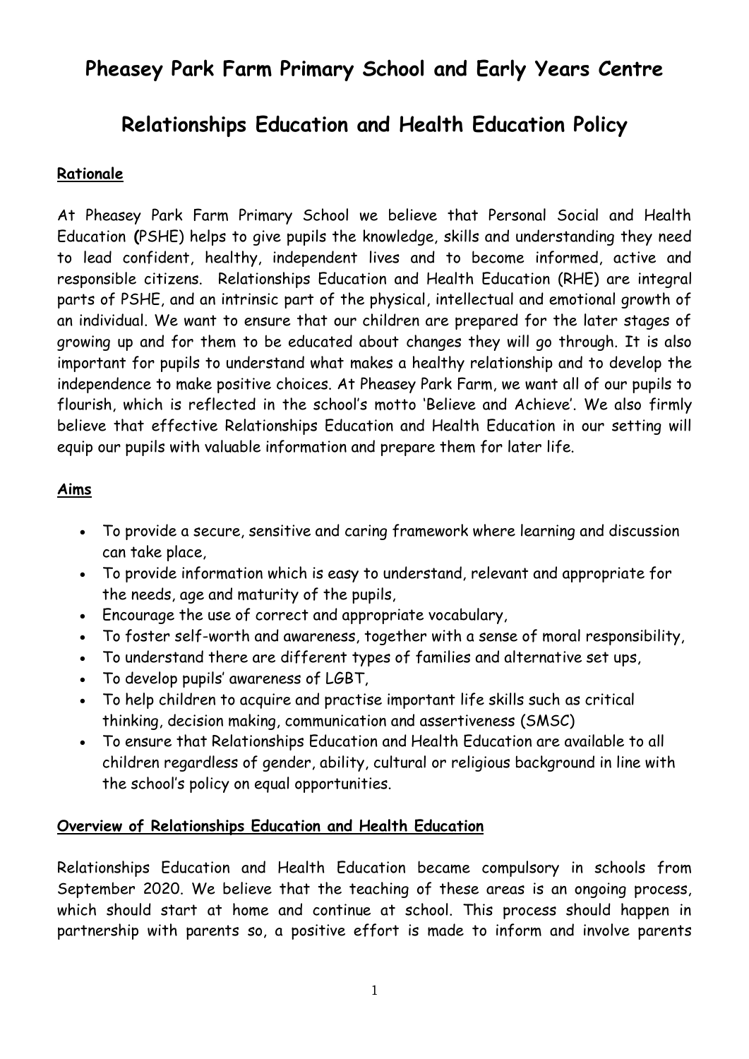# Pheasey Park Farm Primary School and Early Years Centre

# Relationships Education and Health Education Policy

## Rationale

At Pheasey Park Farm Primary School we believe that Personal Social and Health Education **(**PSHE) helps to give pupils the knowledge, skills and understanding they need to lead confident, healthy, independent lives and to become informed, active and responsible citizens. Relationships Education and Health Education (RHE) are integral parts of PSHE, and an intrinsic part of the physical, intellectual and emotional growth of an individual. We want to ensure that our children are prepared for the later stages of growing up and for them to be educated about changes they will go through. It is also important for pupils to understand what makes a healthy relationship and to develop the independence to make positive choices. At Pheasey Park Farm, we want all of our pupils to flourish, which is reflected in the school's motto 'Believe and Achieve'. We also firmly believe that effective Relationships Education and Health Education in our setting will equip our pupils with valuable information and prepare them for later life.

## Aims

- To provide a secure, sensitive and caring framework where learning and discussion can take place,
- To provide information which is easy to understand, relevant and appropriate for the needs, age and maturity of the pupils,
- Encourage the use of correct and appropriate vocabulary,
- To foster self-worth and awareness, together with a sense of moral responsibility,
- To understand there are different types of families and alternative set ups,
- To develop pupils' awareness of LGBT,
- To help children to acquire and practise important life skills such as critical thinking, decision making, communication and assertiveness (SMSC)
- To ensure that Relationships Education and Health Education are available to all children regardless of gender, ability, cultural or religious background in line with the school's policy on equal opportunities.

## Overview of Relationships Education and Health Education

Relationships Education and Health Education became compulsory in schools from September 2020. We believe that the teaching of these areas is an ongoing process, which should start at home and continue at school. This process should happen in partnership with parents so, a positive effort is made to inform and involve parents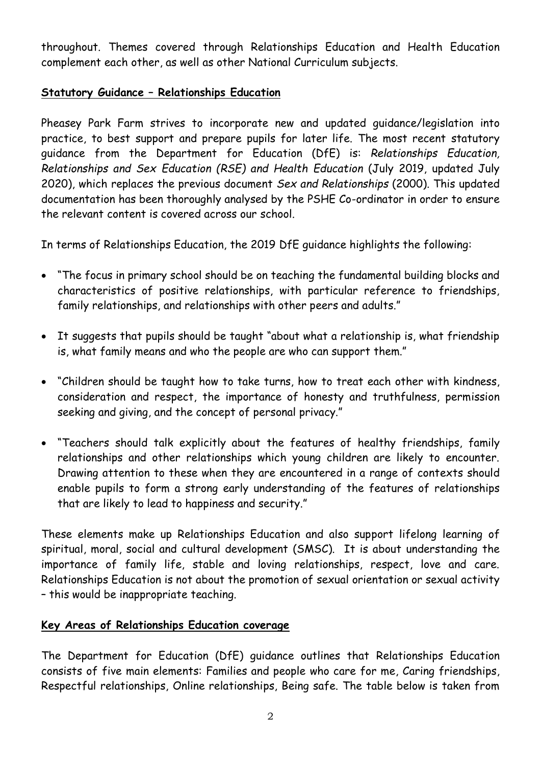throughout. Themes covered through Relationships Education and Health Education complement each other, as well as other National Curriculum subjects.

**Statutory Guidance – Relationships Education**

Pheasey Park Farm strives to incorporate new and updated guidance/legislation into practice, to best support and prepare pupils for later life. The most recent statutory guidance from the Department for Education (DfE) is: *Relationships Education, Relationships and Sex Education (RSE) and Health Education* (July 2019, updated July 2020), which replaces the previous document *Sex and Relationships* (2000). This updated documentation has been thoroughly analysed by the PSHE Co-ordinator in order to ensure the relevant content is covered across our school.

In terms of Relationships Education, the 2019 DfE guidance highlights the following:

- "The focus in primary school should be on teaching the fundamental building blocks and characteristics of positive relationships, with particular reference to friendships, family relationships, and relationships with other peers and adults."
- It suggests that pupils should be taught "about what a relationship is, what friendship is, what family means and who the people are who can support them."
- "Children should be taught how to take turns, how to treat each other with kindness, consideration and respect, the importance of honesty and truthfulness, permission seeking and giving, and the concept of personal privacy."
- "Teachers should talk explicitly about the features of healthy friendships, family relationships and other relationships which young children are likely to encounter. Drawing attention to these when they are encountered in a range of contexts should enable pupils to form a strong early understanding of the features of relationships that are likely to lead to happiness and security."

These elements make up Relationships Education and also support lifelong learning of spiritual, moral, social and cultural development (SMSC). It is about understanding the importance of family life, stable and loving relationships, respect, love and care. Relationships Education is not about the promotion of sexual orientation or sexual activity – this would be inappropriate teaching.

**Key Areas of Relationships Education coverage**

The Department for Education (DfE) guidance outlines that Relationships Education consists of five main elements: Families and people who care for me, Caring friendships, Respectful relationships, Online relationships, Being safe. The table below is taken from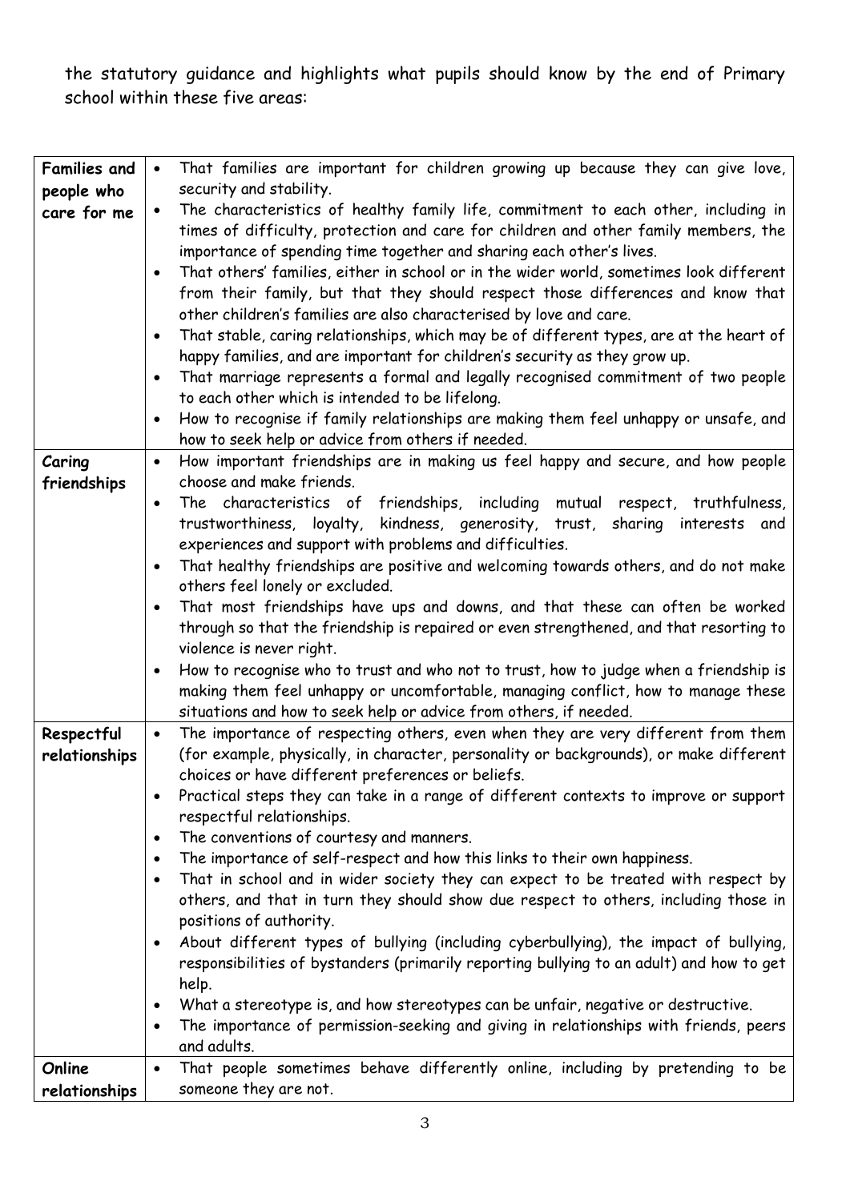the statutory guidance and highlights what pupils should know by the end of Primary school within these five areas:

| | |
|---|---|
| **Families and people who care for me** | • That families are important for children growing up because they can give love, security and stability.<br>• The characteristics of healthy family life, commitment to each other, including in times of difficulty, protection and care for children and other family members, the importance of spending time together and sharing each other's lives.<br>• That others' families, either in school or in the wider world, sometimes look different from their family, but that they should respect those differences and know that other children's families are also characterised by love and care.<br>• That stable, caring relationships, which may be of different types, are at the heart of happy families, and are important for children's security as they grow up.<br>• That marriage represents a formal and legally recognised commitment of two people to each other which is intended to be lifelong.<br>• How to recognise if family relationships are making them feel unhappy or unsafe, and how to seek help or advice from others if needed. |
| **Caring friendships** | • How important friendships are in making us feel happy and secure, and how people choose and make friends.<br>• The characteristics of friendships, including mutual respect, truthfulness, trustworthiness, loyalty, kindness, generosity, trust, sharing interests and experiences and support with problems and difficulties.<br>• That healthy friendships are positive and welcoming towards others, and do not make others feel lonely or excluded.<br>• That most friendships have ups and downs, and that these can often be worked through so that the friendship is repaired or even strengthened, and that resorting to violence is never right.<br>• How to recognise who to trust and who not to trust, how to judge when a friendship is making them feel unhappy or uncomfortable, managing conflict, how to manage these situations and how to seek help or advice from others, if needed. |
| **Respectful relationships** | • The importance of respecting others, even when they are very different from them (for example, physically, in character, personality or backgrounds), or make different choices or have different preferences or beliefs.<br>• Practical steps they can take in a range of different contexts to improve or support respectful relationships.<br>• The conventions of courtesy and manners.<br>• The importance of self-respect and how this links to their own happiness.<br>• That in school and in wider society they can expect to be treated with respect by others, and that in turn they should show due respect to others, including those in positions of authority.<br>• About different types of bullying (including cyberbullying), the impact of bullying, responsibilities of bystanders (primarily reporting bullying to an adult) and how to get help.<br>• What a stereotype is, and how stereotypes can be unfair, negative or destructive.<br>• The importance of permission-seeking and giving in relationships with friends, peers and adults. |
| **Online relationships** | • That people sometimes behave differently online, including by pretending to be someone they are not. |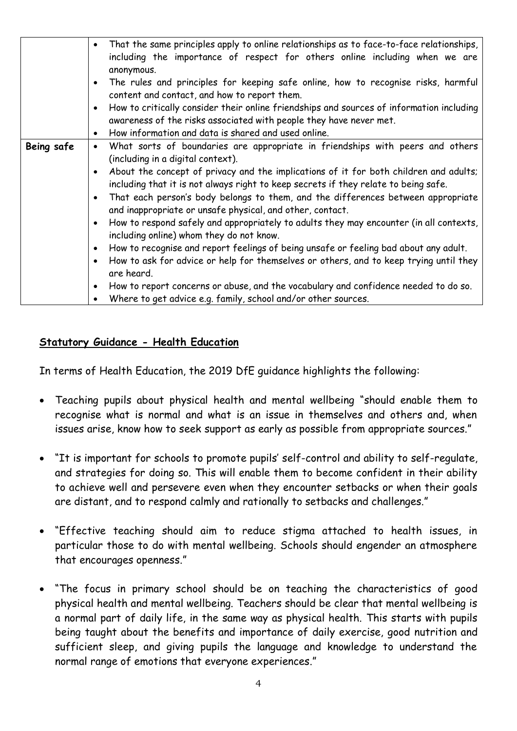| | |
|---|---|
| | • That the same principles apply to online relationships as to face-to-face relationships, including the importance of respect for others online including when we are anonymous.<br>• The rules and principles for keeping safe online, how to recognise risks, harmful content and contact, and how to report them.<br>• How to critically consider their online friendships and sources of information including awareness of the risks associated with people they have never met.<br>• How information and data is shared and used online. |
| **Being safe** | • What sorts of boundaries are appropriate in friendships with peers and others (including in a digital context).<br>• About the concept of privacy and the implications of it for both children and adults; including that it is not always right to keep secrets if they relate to being safe.<br>• That each person's body belongs to them, and the differences between appropriate and inappropriate or unsafe physical, and other, contact.<br>• How to respond safely and appropriately to adults they may encounter (in all contexts, including online) whom they do not know.<br>• How to recognise and report feelings of being unsafe or feeling bad about any adult.<br>• How to ask for advice or help for themselves or others, and to keep trying until they are heard.<br>• How to report concerns or abuse, and the vocabulary and confidence needed to do so.<br>• Where to get advice e.g. family, school and/or other sources. |

## **Statutory Guidance - Health Education**

In terms of Health Education, the 2019 DfE guidance highlights the following:

- Teaching pupils about physical health and mental wellbeing "should enable them to recognise what is normal and what is an issue in themselves and others and, when issues arise, know how to seek support as early as possible from appropriate sources."

- "It is important for schools to promote pupils' self-control and ability to self-regulate, and strategies for doing so. This will enable them to become confident in their ability to achieve well and persevere even when they encounter setbacks or when their goals are distant, and to respond calmly and rationally to setbacks and challenges."

- "Effective teaching should aim to reduce stigma attached to health issues, in particular those to do with mental wellbeing. Schools should engender an atmosphere that encourages openness."

- "The focus in primary school should be on teaching the characteristics of good physical health and mental wellbeing. Teachers should be clear that mental wellbeing is a normal part of daily life, in the same way as physical health. This starts with pupils being taught about the benefits and importance of daily exercise, good nutrition and sufficient sleep, and giving pupils the language and knowledge to understand the normal range of emotions that everyone experiences."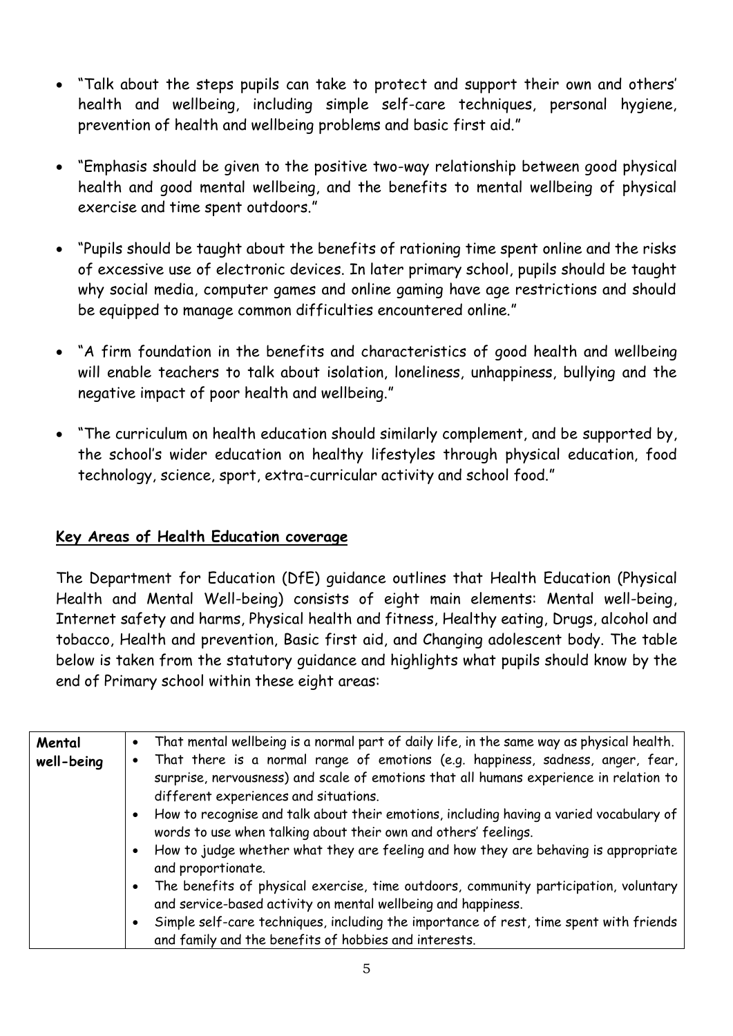- "Talk about the steps pupils can take to protect and support their own and others' health and wellbeing, including simple self-care techniques, personal hygiene, prevention of health and wellbeing problems and basic first aid."

- "Emphasis should be given to the positive two-way relationship between good physical health and good mental wellbeing, and the benefits to mental wellbeing of physical exercise and time spent outdoors."

- "Pupils should be taught about the benefits of rationing time spent online and the risks of excessive use of electronic devices. In later primary school, pupils should be taught why social media, computer games and online gaming have age restrictions and should be equipped to manage common difficulties encountered online."

- "A firm foundation in the benefits and characteristics of good health and wellbeing will enable teachers to talk about isolation, loneliness, unhappiness, bullying and the negative impact of poor health and wellbeing."

- "The curriculum on health education should similarly complement, and be supported by, the school's wider education on healthy lifestyles through physical education, food technology, science, sport, extra-curricular activity and school food."

## **Key Areas of Health Education coverage**

The Department for Education (DfE) guidance outlines that Health Education (Physical Health and Mental Well-being) consists of eight main elements: Mental well-being, Internet safety and harms, Physical health and fitness, Healthy eating, Drugs, alcohol and tobacco, Health and prevention, Basic first aid, and Changing adolescent body. The table below is taken from the statutory guidance and highlights what pupils should know by the end of Primary school within these eight areas:

| | |
|---|---|
| **Mental well-being** | • That mental wellbeing is a normal part of daily life, in the same way as physical health.<br>• That there is a normal range of emotions (e.g. happiness, sadness, anger, fear, surprise, nervousness) and scale of emotions that all humans experience in relation to different experiences and situations.<br>• How to recognise and talk about their emotions, including having a varied vocabulary of words to use when talking about their own and others' feelings.<br>• How to judge whether what they are feeling and how they are behaving is appropriate and proportionate.<br>• The benefits of physical exercise, time outdoors, community participation, voluntary and service-based activity on mental wellbeing and happiness.<br>• Simple self-care techniques, including the importance of rest, time spent with friends and family and the benefits of hobbies and interests. |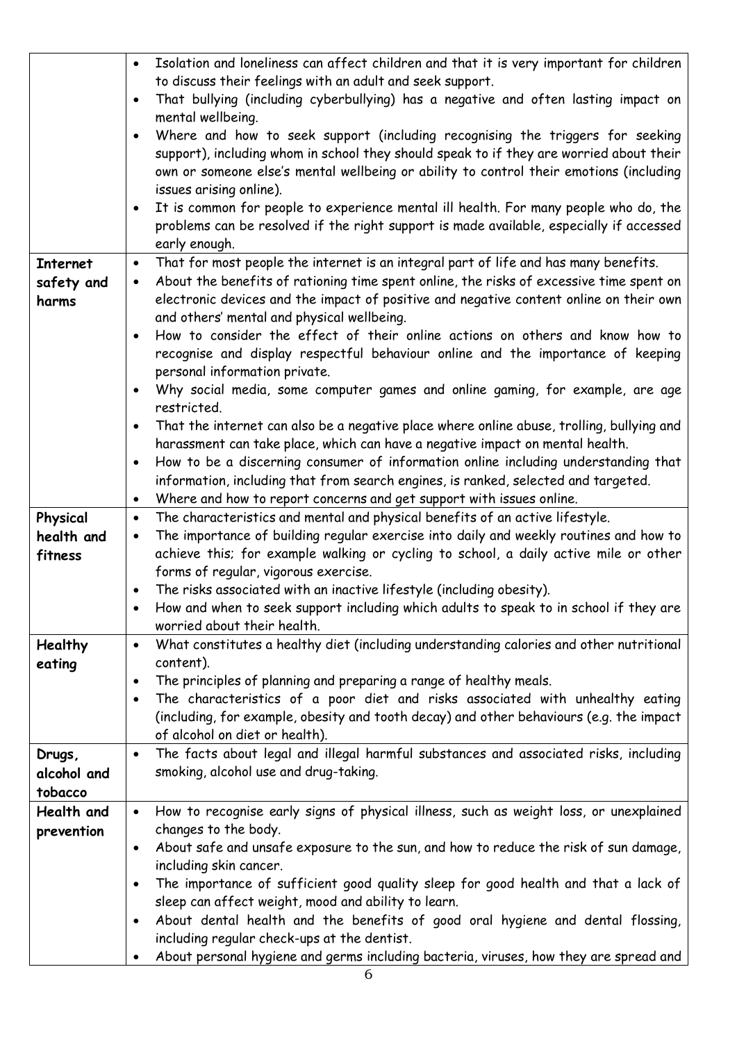| | |
|---|---|
| | • Isolation and loneliness can affect children and that it is very important for children to discuss their feelings with an adult and seek support.<br>• That bullying (including cyberbullying) has a negative and often lasting impact on mental wellbeing.<br>• Where and how to seek support (including recognising the triggers for seeking support), including whom in school they should speak to if they are worried about their own or someone else's mental wellbeing or ability to control their emotions (including issues arising online).<br>• It is common for people to experience mental ill health. For many people who do, the problems can be resolved if the right support is made available, especially if accessed early enough. |
| **Internet safety and harms** | • That for most people the internet is an integral part of life and has many benefits.<br>• About the benefits of rationing time spent online, the risks of excessive time spent on electronic devices and the impact of positive and negative content online on their own and others' mental and physical wellbeing.<br>• How to consider the effect of their online actions on others and know how to recognise and display respectful behaviour online and the importance of keeping personal information private.<br>• Why social media, some computer games and online gaming, for example, are age restricted.<br>• That the internet can also be a negative place where online abuse, trolling, bullying and harassment can take place, which can have a negative impact on mental health.<br>• How to be a discerning consumer of information online including understanding that information, including that from search engines, is ranked, selected and targeted.<br>• Where and how to report concerns and get support with issues online. |
| **Physical health and fitness** | • The characteristics and mental and physical benefits of an active lifestyle.<br>• The importance of building regular exercise into daily and weekly routines and how to achieve this; for example walking or cycling to school, a daily active mile or other forms of regular, vigorous exercise.<br>• The risks associated with an inactive lifestyle (including obesity).<br>• How and when to seek support including which adults to speak to in school if they are worried about their health. |
| **Healthy eating** | • What constitutes a healthy diet (including understanding calories and other nutritional content).<br>• The principles of planning and preparing a range of healthy meals.<br>• The characteristics of a poor diet and risks associated with unhealthy eating (including, for example, obesity and tooth decay) and other behaviours (e.g. the impact of alcohol on diet or health). |
| **Drugs, alcohol and tobacco** | • The facts about legal and illegal harmful substances and associated risks, including smoking, alcohol use and drug-taking. |
| **Health and prevention** | • How to recognise early signs of physical illness, such as weight loss, or unexplained changes to the body.<br>• About safe and unsafe exposure to the sun, and how to reduce the risk of sun damage, including skin cancer.<br>• The importance of sufficient good quality sleep for good health and that a lack of sleep can affect weight, mood and ability to learn.<br>• About dental health and the benefits of good oral hygiene and dental flossing, including regular check-ups at the dentist.<br>• About personal hygiene and germs including bacteria, viruses, how they are spread and |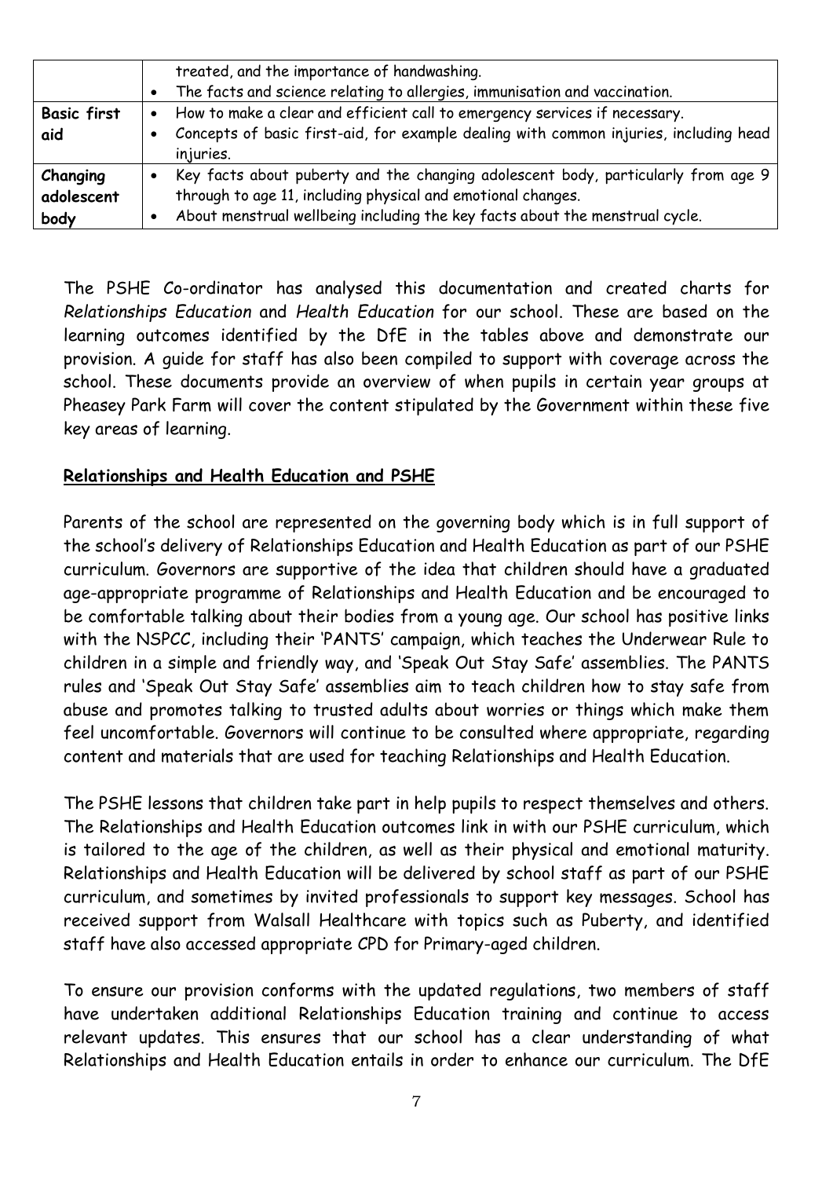| | |
|---|---|
| | treated, and the importance of handwashing.<br>• The facts and science relating to allergies, immunisation and vaccination. |
| **Basic first aid** | • How to make a clear and efficient call to emergency services if necessary.<br>• Concepts of basic first-aid, for example dealing with common injuries, including head injuries. |
| **Changing adolescent body** | • Key facts about puberty and the changing adolescent body, particularly from age 9 through to age 11, including physical and emotional changes.<br>• About menstrual wellbeing including the key facts about the menstrual cycle. |

The PSHE Co-ordinator has analysed this documentation and created charts for *Relationships Education* and *Health Education* for our school. These are based on the learning outcomes identified by the DfE in the tables above and demonstrate our provision. A guide for staff has also been compiled to support with coverage across the school. These documents provide an overview of when pupils in certain year groups at Pheasey Park Farm will cover the content stipulated by the Government within these five key areas of learning.

**Relationships and Health Education and PSHE**

Parents of the school are represented on the governing body which is in full support of the school's delivery of Relationships Education and Health Education as part of our PSHE curriculum. Governors are supportive of the idea that children should have a graduated age-appropriate programme of Relationships and Health Education and be encouraged to be comfortable talking about their bodies from a young age. Our school has positive links with the NSPCC, including their 'PANTS' campaign, which teaches the Underwear Rule to children in a simple and friendly way, and 'Speak Out Stay Safe' assemblies. The PANTS rules and 'Speak Out Stay Safe' assemblies aim to teach children how to stay safe from abuse and promotes talking to trusted adults about worries or things which make them feel uncomfortable. Governors will continue to be consulted where appropriate, regarding content and materials that are used for teaching Relationships and Health Education.

The PSHE lessons that children take part in help pupils to respect themselves and others. The Relationships and Health Education outcomes link in with our PSHE curriculum, which is tailored to the age of the children, as well as their physical and emotional maturity. Relationships and Health Education will be delivered by school staff as part of our PSHE curriculum, and sometimes by invited professionals to support key messages. School has received support from Walsall Healthcare with topics such as Puberty, and identified staff have also accessed appropriate CPD for Primary-aged children.

To ensure our provision conforms with the updated regulations, two members of staff have undertaken additional Relationships Education training and continue to access relevant updates. This ensures that our school has a clear understanding of what Relationships and Health Education entails in order to enhance our curriculum. The DfE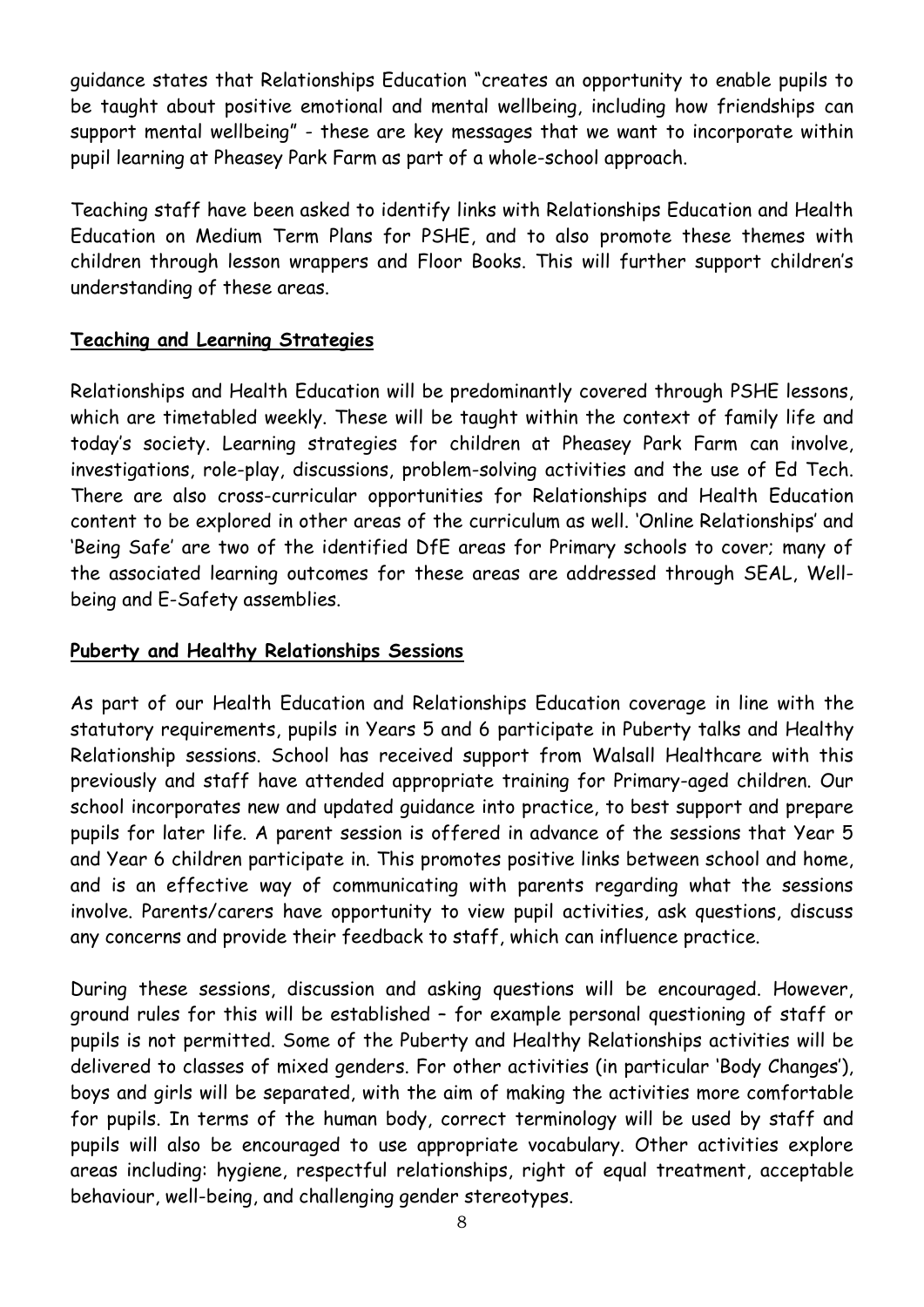guidance states that Relationships Education "creates an opportunity to enable pupils to be taught about positive emotional and mental wellbeing, including how friendships can support mental wellbeing" - these are key messages that we want to incorporate within pupil learning at Pheasey Park Farm as part of a whole-school approach.

Teaching staff have been asked to identify links with Relationships Education and Health Education on Medium Term Plans for PSHE, and to also promote these themes with children through lesson wrappers and Floor Books. This will further support children's understanding of these areas.

**Teaching and Learning Strategies**

Relationships and Health Education will be predominantly covered through PSHE lessons, which are timetabled weekly. These will be taught within the context of family life and today's society. Learning strategies for children at Pheasey Park Farm can involve, investigations, role-play, discussions, problem-solving activities and the use of Ed Tech. There are also cross-curricular opportunities for Relationships and Health Education content to be explored in other areas of the curriculum as well. 'Online Relationships' and 'Being Safe' are two of the identified DfE areas for Primary schools to cover; many of the associated learning outcomes for these areas are addressed through SEAL, Well-being and E-Safety assemblies.

**Puberty and Healthy Relationships Sessions**

As part of our Health Education and Relationships Education coverage in line with the statutory requirements, pupils in Years 5 and 6 participate in Puberty talks and Healthy Relationship sessions. School has received support from Walsall Healthcare with this previously and staff have attended appropriate training for Primary-aged children. Our school incorporates new and updated guidance into practice, to best support and prepare pupils for later life. A parent session is offered in advance of the sessions that Year 5 and Year 6 children participate in. This promotes positive links between school and home, and is an effective way of communicating with parents regarding what the sessions involve. Parents/carers have opportunity to view pupil activities, ask questions, discuss any concerns and provide their feedback to staff, which can influence practice.

During these sessions, discussion and asking questions will be encouraged. However, ground rules for this will be established – for example personal questioning of staff or pupils is not permitted. Some of the Puberty and Healthy Relationships activities will be delivered to classes of mixed genders. For other activities (in particular 'Body Changes'), boys and girls will be separated, with the aim of making the activities more comfortable for pupils. In terms of the human body, correct terminology will be used by staff and pupils will also be encouraged to use appropriate vocabulary. Other activities explore areas including: hygiene, respectful relationships, right of equal treatment, acceptable behaviour, well-being, and challenging gender stereotypes.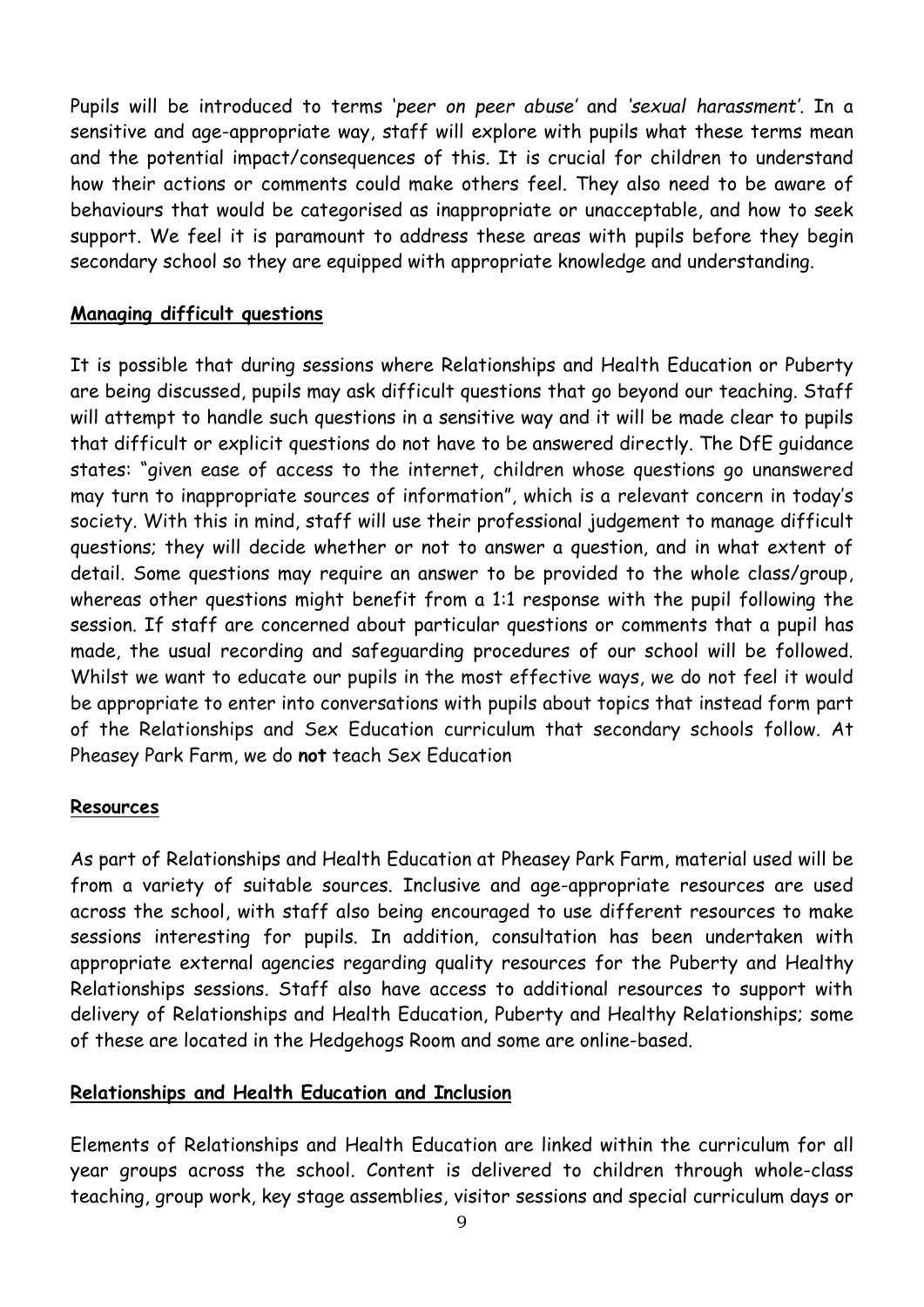Pupils will be introduced to terms '*peer on peer abuse*' and *'sexual harassment'*. In a sensitive and age-appropriate way, staff will explore with pupils what these terms mean and the potential impact/consequences of this. It is crucial for children to understand how their actions or comments could make others feel. They also need to be aware of behaviours that would be categorised as inappropriate or unacceptable, and how to seek support. We feel it is paramount to address these areas with pupils before they begin secondary school so they are equipped with appropriate knowledge and understanding.

**Managing difficult questions**

It is possible that during sessions where Relationships and Health Education or Puberty are being discussed, pupils may ask difficult questions that go beyond our teaching. Staff will attempt to handle such questions in a sensitive way and it will be made clear to pupils that difficult or explicit questions do not have to be answered directly. The DfE guidance states: "given ease of access to the internet, children whose questions go unanswered may turn to inappropriate sources of information", which is a relevant concern in today's society. With this in mind, staff will use their professional judgement to manage difficult questions; they will decide whether or not to answer a question, and in what extent of detail. Some questions may require an answer to be provided to the whole class/group, whereas other questions might benefit from a 1:1 response with the pupil following the session. If staff are concerned about particular questions or comments that a pupil has made, the usual recording and safeguarding procedures of our school will be followed. Whilst we want to educate our pupils in the most effective ways, we do not feel it would be appropriate to enter into conversations with pupils about topics that instead form part of the Relationships and Sex Education curriculum that secondary schools follow. At Pheasey Park Farm, we do **not** teach Sex Education

**Resources**

As part of Relationships and Health Education at Pheasey Park Farm, material used will be from a variety of suitable sources. Inclusive and age-appropriate resources are used across the school, with staff also being encouraged to use different resources to make sessions interesting for pupils. In addition, consultation has been undertaken with appropriate external agencies regarding quality resources for the Puberty and Healthy Relationships sessions. Staff also have access to additional resources to support with delivery of Relationships and Health Education, Puberty and Healthy Relationships; some of these are located in the Hedgehogs Room and some are online-based.

**Relationships and Health Education and Inclusion**

Elements of Relationships and Health Education are linked within the curriculum for all year groups across the school. Content is delivered to children through whole-class teaching, group work, key stage assemblies, visitor sessions and special curriculum days or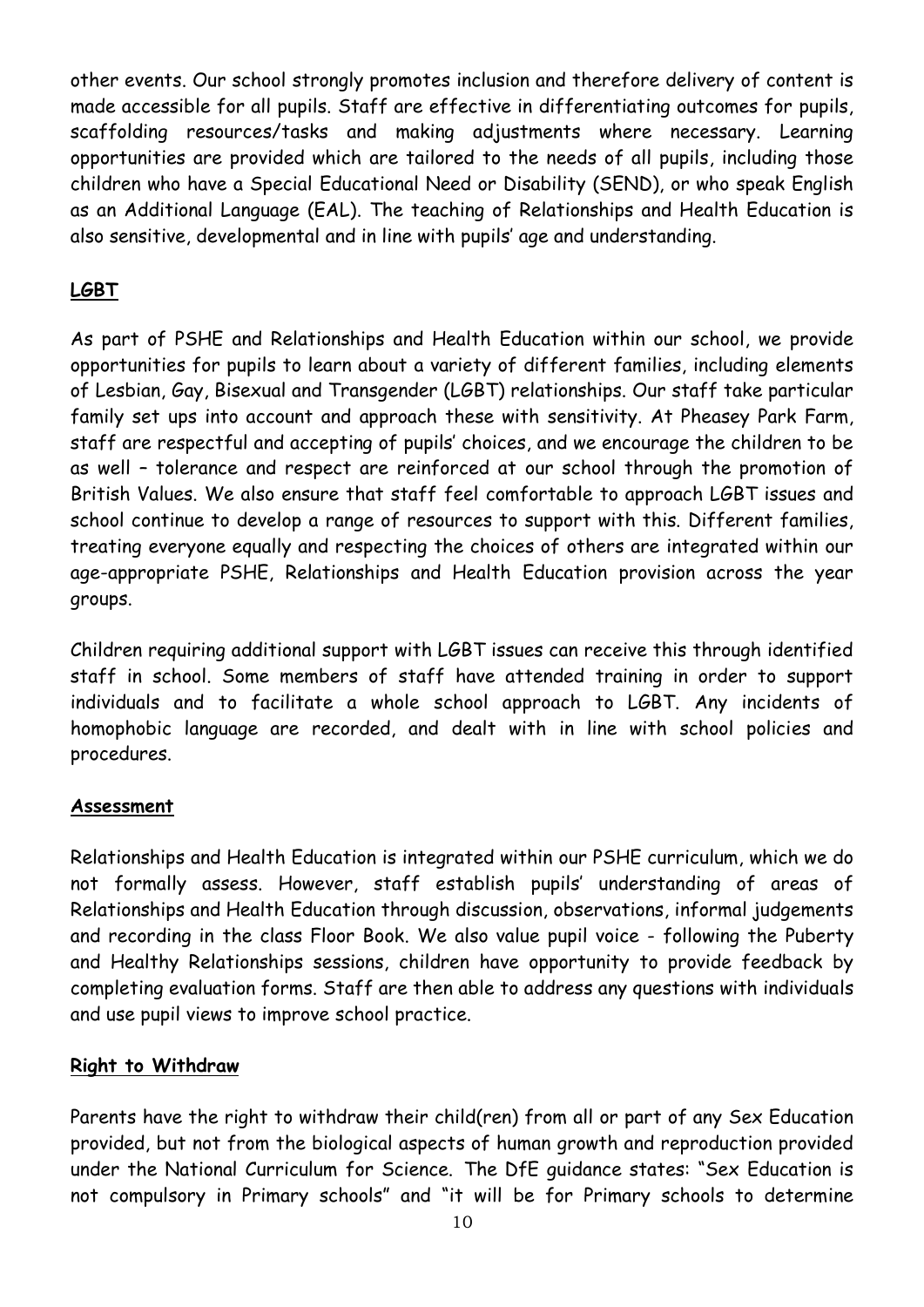other events. Our school strongly promotes inclusion and therefore delivery of content is made accessible for all pupils. Staff are effective in differentiating outcomes for pupils, scaffolding resources/tasks and making adjustments where necessary. Learning opportunities are provided which are tailored to the needs of all pupils, including those children who have a Special Educational Need or Disability (SEND), or who speak English as an Additional Language (EAL). The teaching of Relationships and Health Education is also sensitive, developmental and in line with pupils' age and understanding.

## LGBT

As part of PSHE and Relationships and Health Education within our school, we provide opportunities for pupils to learn about a variety of different families, including elements of Lesbian, Gay, Bisexual and Transgender (LGBT) relationships. Our staff take particular family set ups into account and approach these with sensitivity. At Pheasey Park Farm, staff are respectful and accepting of pupils' choices, and we encourage the children to be as well – tolerance and respect are reinforced at our school through the promotion of British Values. We also ensure that staff feel comfortable to approach LGBT issues and school continue to develop a range of resources to support with this. Different families, treating everyone equally and respecting the choices of others are integrated within our age-appropriate PSHE, Relationships and Health Education provision across the year groups.

Children requiring additional support with LGBT issues can receive this through identified staff in school. Some members of staff have attended training in order to support individuals and to facilitate a whole school approach to LGBT. Any incidents of homophobic language are recorded, and dealt with in line with school policies and procedures.

## Assessment

Relationships and Health Education is integrated within our PSHE curriculum, which we do not formally assess. However, staff establish pupils' understanding of areas of Relationships and Health Education through discussion, observations, informal judgements and recording in the class Floor Book. We also value pupil voice - following the Puberty and Healthy Relationships sessions, children have opportunity to provide feedback by completing evaluation forms. Staff are then able to address any questions with individuals and use pupil views to improve school practice.

## Right to Withdraw

Parents have the right to withdraw their child(ren) from all or part of any Sex Education provided, but not from the biological aspects of human growth and reproduction provided under the National Curriculum for Science. The DfE guidance states: "Sex Education is not compulsory in Primary schools" and "it will be for Primary schools to determine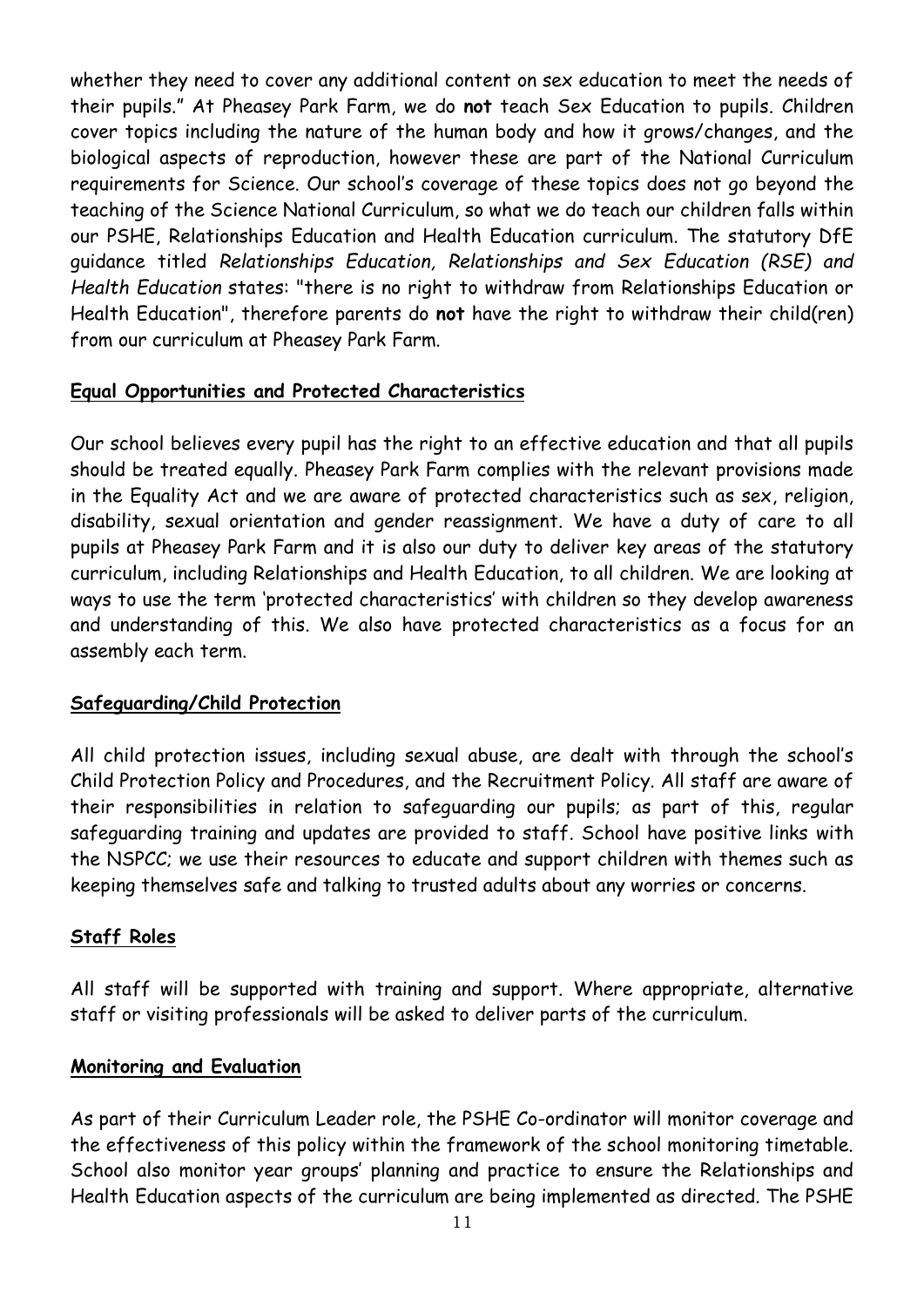whether they need to cover any additional content on sex education to meet the needs of their pupils." At Pheasey Park Farm, we do **not** teach Sex Education to pupils. Children cover topics including the nature of the human body and how it grows/changes, and the biological aspects of reproduction, however these are part of the National Curriculum requirements for Science. Our school's coverage of these topics does not go beyond the teaching of the Science National Curriculum, so what we do teach our children falls within our PSHE, Relationships Education and Health Education curriculum. The statutory DfE guidance titled *Relationships Education, Relationships and Sex Education (RSE) and Health Education* states: "there is no right to withdraw from Relationships Education or Health Education", therefore parents do **not** have the right to withdraw their child(ren) from our curriculum at Pheasey Park Farm.

## Equal Opportunities and Protected Characteristics

Our school believes every pupil has the right to an effective education and that all pupils should be treated equally. Pheasey Park Farm complies with the relevant provisions made in the Equality Act and we are aware of protected characteristics such as sex, religion, disability, sexual orientation and gender reassignment. We have a duty of care to all pupils at Pheasey Park Farm and it is also our duty to deliver key areas of the statutory curriculum, including Relationships and Health Education, to all children. We are looking at ways to use the term 'protected characteristics' with children so they develop awareness and understanding of this. We also have protected characteristics as a focus for an assembly each term.

## Safeguarding/Child Protection

All child protection issues, including sexual abuse, are dealt with through the school's Child Protection Policy and Procedures, and the Recruitment Policy. All staff are aware of their responsibilities in relation to safeguarding our pupils; as part of this, regular safeguarding training and updates are provided to staff. School have positive links with the NSPCC; we use their resources to educate and support children with themes such as keeping themselves safe and talking to trusted adults about any worries or concerns.

## Staff Roles

All staff will be supported with training and support. Where appropriate, alternative staff or visiting professionals will be asked to deliver parts of the curriculum.

## Monitoring and Evaluation

As part of their Curriculum Leader role, the PSHE Co-ordinator will monitor coverage and the effectiveness of this policy within the framework of the school monitoring timetable. School also monitor year groups' planning and practice to ensure the Relationships and Health Education aspects of the curriculum are being implemented as directed. The PSHE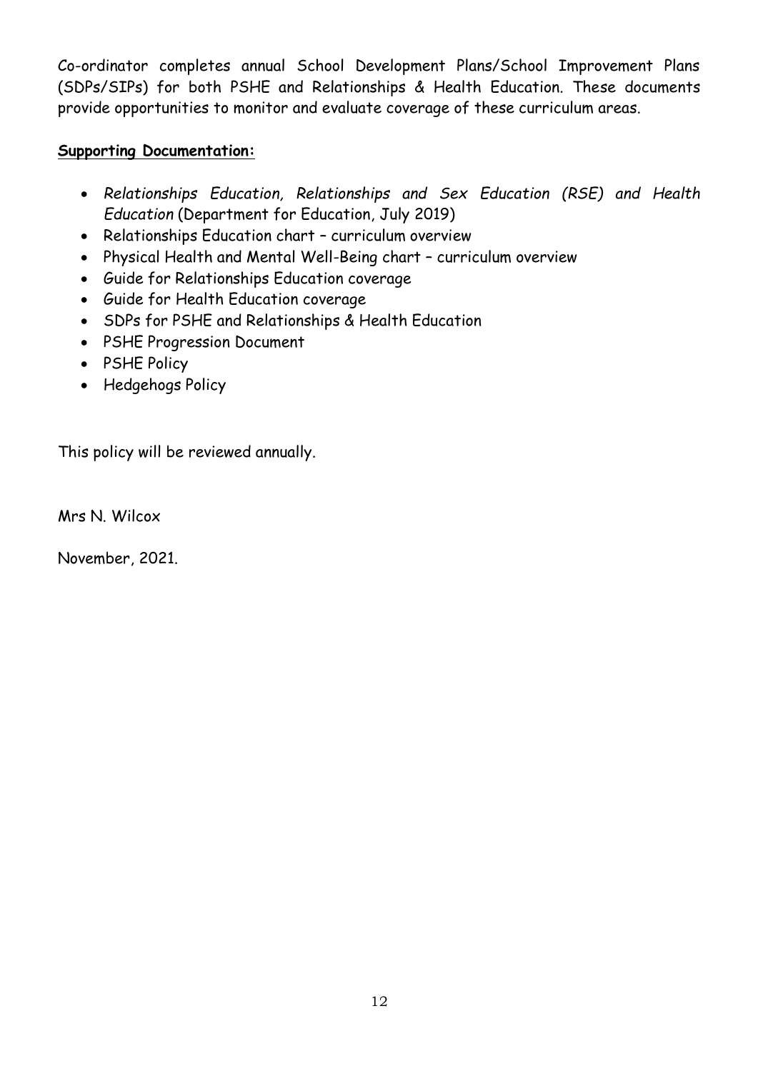Co-ordinator completes annual School Development Plans/School Improvement Plans (SDPs/SIPs) for both PSHE and Relationships & Health Education. These documents provide opportunities to monitor and evaluate coverage of these curriculum areas.

**Supporting Documentation:**

- *Relationships Education, Relationships and Sex Education (RSE) and Health Education* (Department for Education, July 2019)
- Relationships Education chart – curriculum overview
- Physical Health and Mental Well-Being chart – curriculum overview
- Guide for Relationships Education coverage
- Guide for Health Education coverage
- SDPs for PSHE and Relationships & Health Education
- PSHE Progression Document
- PSHE Policy
- Hedgehogs Policy

This policy will be reviewed annually.

Mrs N. Wilcox

November, 2021.